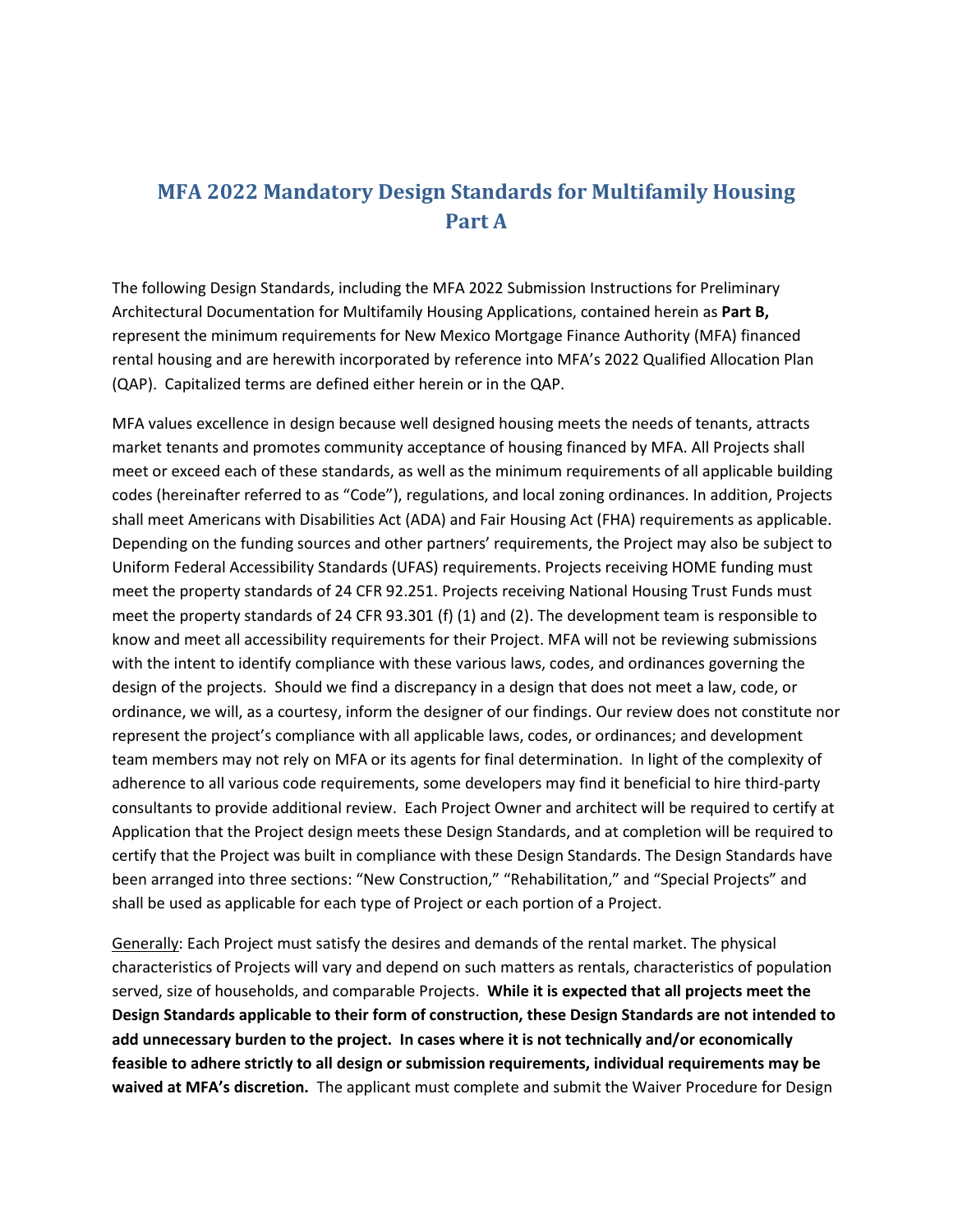# MFA 2022 Mandatory Design Standards for Multifamily Housing Part A

The following Design Standards, including the MFA 2022 Submission Instructions for Preliminary Architectural Documentation for Multifamily Housing Applications, contained herein as **Part B,** represent the minimum requirements for New Mexico Mortgage Finance Authority (MFA) financed rental housing and are herewith incorporated by reference into MFA's 2022 Qualified Allocation Plan (QAP). Capitalized terms are defined either herein or in the QAP.

MFA values excellence in design because well designed housing meets the needs of tenants, attracts market tenants and promotes community acceptance of housing financed by MFA. All Projects shall meet or exceed each of these standards, as well as the minimum requirements of all applicable building codes (hereinafter referred to as "Code"), regulations, and local zoning ordinances. In addition, Projects shall meet Americans with Disabilities Act (ADA) and Fair Housing Act (FHA) requirements as applicable. Depending on the funding sources and other partners' requirements, the Project may also be subject to Uniform Federal Accessibility Standards (UFAS) requirements. Projects receiving HOME funding must meet the property standards of 24 CFR 92.251. Projects receiving National Housing Trust Funds must meet the property standards of 24 CFR 93.301 (f) (1) and (2). The development team is responsible to know and meet all accessibility requirements for their Project. MFA will not be reviewing submissions with the intent to identify compliance with these various laws, codes, and ordinances governing the design of the projects. Should we find a discrepancy in a design that does not meet a law, code, or ordinance, we will, as a courtesy, inform the designer of our findings. Our review does not constitute nor represent the project's compliance with all applicable laws, codes, or ordinances; and development team members may not rely on MFA or its agents for final determination. In light of the complexity of adherence to all various code requirements, some developers may find it beneficial to hire third-party consultants to provide additional review. Each Project Owner and architect will be required to certify at Application that the Project design meets these Design Standards, and at completion will be required to certify that the Project was built in compliance with these Design Standards. The Design Standards have been arranged into three sections: "New Construction," "Rehabilitation," and "Special Projects" and shall be used as applicable for each type of Project or each portion of a Project.

<u>Generally</u>: Each Project must satisfy the desires and demands of the rental market. The physical characteristics of Projects will vary and depend on such matters as rentals, characteristics of population served, size of households, and comparable Projects. **While it is expected that all projects meet the Design Standards applicable to their form of construction, these Design Standards are not intended to add unnecessary burden to the project. In cases where it is not technically and/or economically feasible to adhere strictly to all design or submission requirements, individual requirements may be waived at MFA's discretion.** The applicant must complete and submit the Waiver Procedure for Design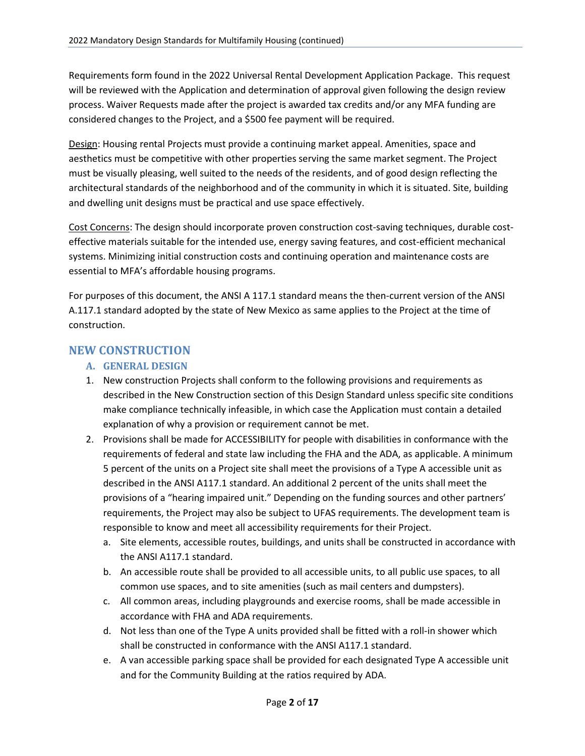Requirements form found in the 2022 Universal Rental Development Application Package. This request will be reviewed with the Application and determination of approval given following the design review process. Waiver Requests made after the project is awarded tax credits and/or any MFA funding are considered changes to the Project, and a $500 fee payment will be required.

<u>Design</u>: Housing rental Projects must provide a continuing market appeal. Amenities, space and aesthetics must be competitive with other properties serving the same market segment. The Project must be visually pleasing, well suited to the needs of the residents, and of good design reflecting the architectural standards of the neighborhood and of the community in which it is situated. Site, building and dwelling unit designs must be practical and use space effectively.

<u>Cost Concerns</u>: The design should incorporate proven construction cost-saving techniques, durable cost-effective materials suitable for the intended use, energy saving features, and cost-efficient mechanical systems. Minimizing initial construction costs and continuing operation and maintenance costs are essential to MFA's affordable housing programs.

For purposes of this document, the ANSI A 117.1 standard means the then-current version of the ANSI A.117.1 standard adopted by the state of New Mexico as same applies to the Project at the time of construction.

## NEW CONSTRUCTION

### A. GENERAL DESIGN

1. New construction Projects shall conform to the following provisions and requirements as described in the New Construction section of this Design Standard unless specific site conditions make compliance technically infeasible, in which case the Application must contain a detailed explanation of why a provision or requirement cannot be met.
2. Provisions shall be made for ACCESSIBILITY for people with disabilities in conformance with the requirements of federal and state law including the FHA and the ADA, as applicable. A minimum 5 percent of the units on a Project site shall meet the provisions of a Type A accessible unit as described in the ANSI A117.1 standard. An additional 2 percent of the units shall meet the provisions of a "hearing impaired unit." Depending on the funding sources and other partners' requirements, the Project may also be subject to UFAS requirements. The development team is responsible to know and meet all accessibility requirements for their Project.
   a. Site elements, accessible routes, buildings, and units shall be constructed in accordance with the ANSI A117.1 standard.
   b. An accessible route shall be provided to all accessible units, to all public use spaces, to all common use spaces, and to site amenities (such as mail centers and dumpsters).
   c. All common areas, including playgrounds and exercise rooms, shall be made accessible in accordance with FHA and ADA requirements.
   d. Not less than one of the Type A units provided shall be fitted with a roll-in shower which shall be constructed in conformance with the ANSI A117.1 standard.
   e. A van accessible parking space shall be provided for each designated Type A accessible unit and for the Community Building at the ratios required by ADA.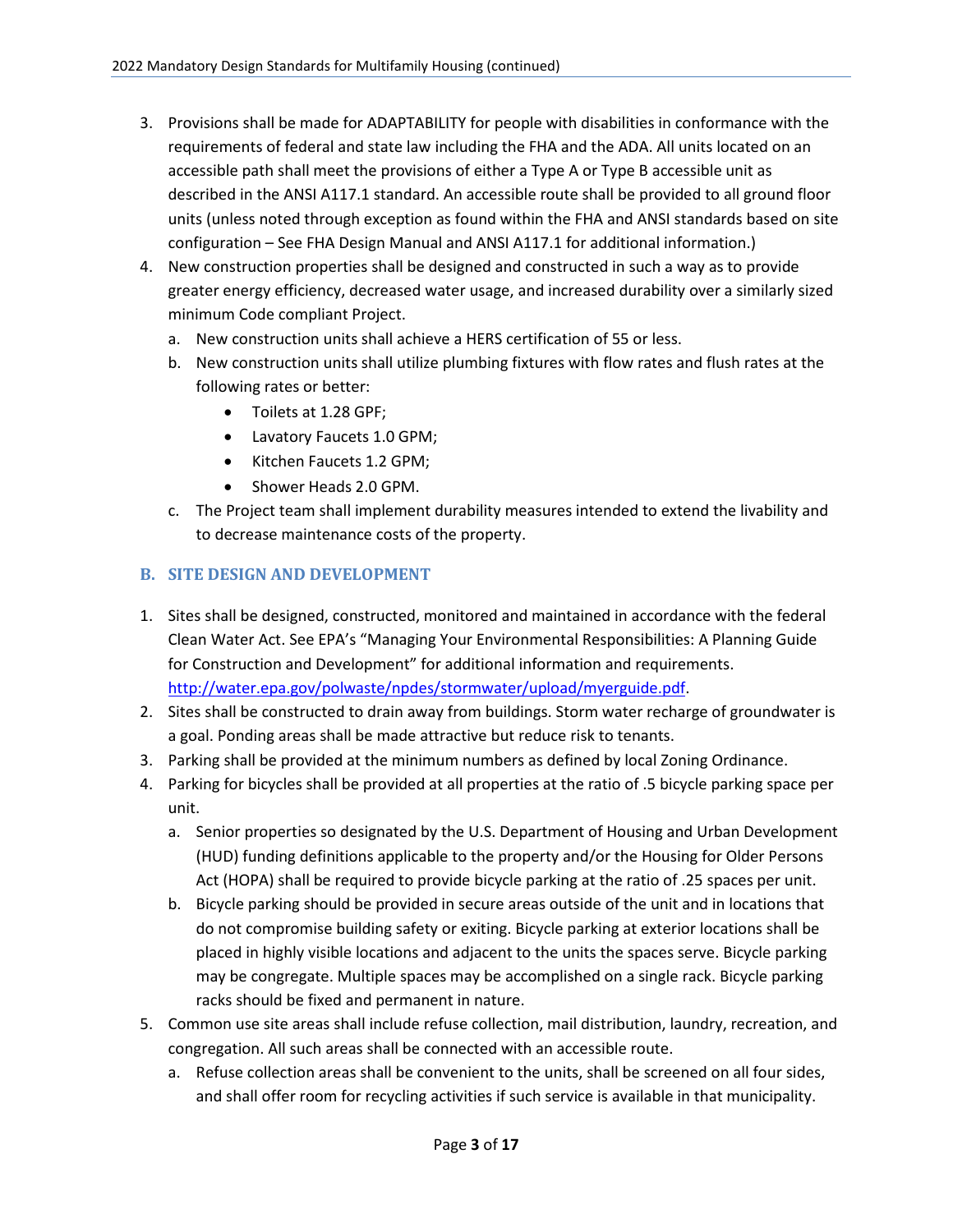3. Provisions shall be made for ADAPTABILITY for people with disabilities in conformance with the requirements of federal and state law including the FHA and the ADA. All units located on an accessible path shall meet the provisions of either a Type A or Type B accessible unit as described in the ANSI A117.1 standard. An accessible route shall be provided to all ground floor units (unless noted through exception as found within the FHA and ANSI standards based on site configuration – See FHA Design Manual and ANSI A117.1 for additional information.)
4. New construction properties shall be designed and constructed in such a way as to provide greater energy efficiency, decreased water usage, and increased durability over a similarly sized minimum Code compliant Project.
   a. New construction units shall achieve a HERS certification of 55 or less.
   b. New construction units shall utilize plumbing fixtures with flow rates and flush rates at the following rates or better:
      - Toilets at 1.28 GPF;
      - Lavatory Faucets 1.0 GPM;
      - Kitchen Faucets 1.2 GPM;
      - Shower Heads 2.0 GPM.
   c. The Project team shall implement durability measures intended to extend the livability and to decrease maintenance costs of the property.

## B. SITE DESIGN AND DEVELOPMENT

1. Sites shall be designed, constructed, monitored and maintained in accordance with the federal Clean Water Act. See EPA's "Managing Your Environmental Responsibilities: A Planning Guide for Construction and Development" for additional information and requirements. http://water.epa.gov/polwaste/npdes/stormwater/upload/myerguide.pdf.
2. Sites shall be constructed to drain away from buildings. Storm water recharge of groundwater is a goal. Ponding areas shall be made attractive but reduce risk to tenants.
3. Parking shall be provided at the minimum numbers as defined by local Zoning Ordinance.
4. Parking for bicycles shall be provided at all properties at the ratio of .5 bicycle parking space per unit.
   a. Senior properties so designated by the U.S. Department of Housing and Urban Development (HUD) funding definitions applicable to the property and/or the Housing for Older Persons Act (HOPA) shall be required to provide bicycle parking at the ratio of .25 spaces per unit.
   b. Bicycle parking should be provided in secure areas outside of the unit and in locations that do not compromise building safety or exiting. Bicycle parking at exterior locations shall be placed in highly visible locations and adjacent to the units the spaces serve. Bicycle parking may be congregate. Multiple spaces may be accomplished on a single rack. Bicycle parking racks should be fixed and permanent in nature.
5. Common use site areas shall include refuse collection, mail distribution, laundry, recreation, and congregation. All such areas shall be connected with an accessible route.
   a. Refuse collection areas shall be convenient to the units, shall be screened on all four sides, and shall offer room for recycling activities if such service is available in that municipality.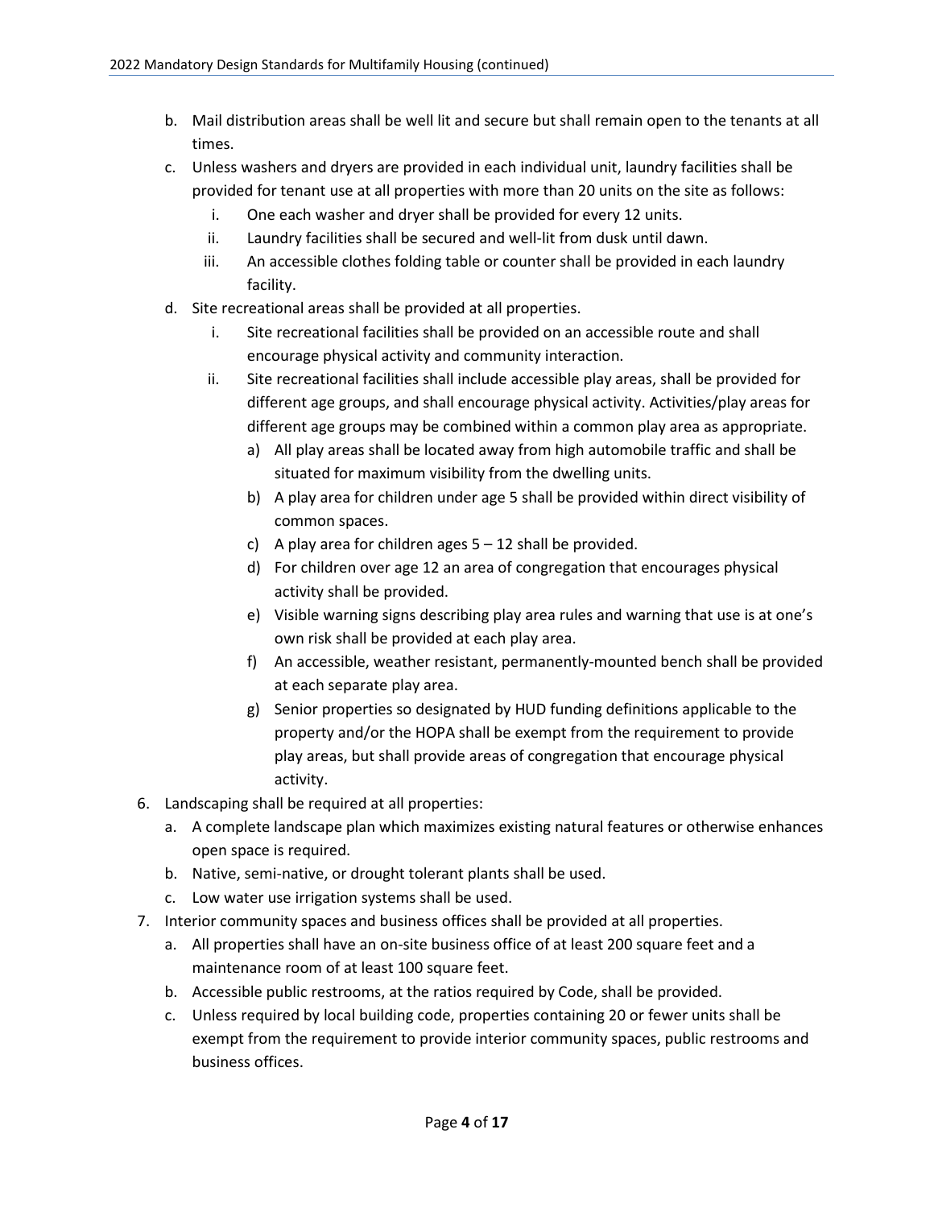b. Mail distribution areas shall be well lit and secure but shall remain open to the tenants at all times.

c. Unless washers and dryers are provided in each individual unit, laundry facilities shall be provided for tenant use at all properties with more than 20 units on the site as follows:

   i. One each washer and dryer shall be provided for every 12 units.

   ii. Laundry facilities shall be secured and well-lit from dusk until dawn.

   iii. An accessible clothes folding table or counter shall be provided in each laundry facility.

d. Site recreational areas shall be provided at all properties.

   i. Site recreational facilities shall be provided on an accessible route and shall encourage physical activity and community interaction.

   ii. Site recreational facilities shall include accessible play areas, shall be provided for different age groups, and shall encourage physical activity. Activities/play areas for different age groups may be combined within a common play area as appropriate.

      a) All play areas shall be located away from high automobile traffic and shall be situated for maximum visibility from the dwelling units.

      b) A play area for children under age 5 shall be provided within direct visibility of common spaces.

      c) A play area for children ages 5 – 12 shall be provided.

      d) For children over age 12 an area of congregation that encourages physical activity shall be provided.

      e) Visible warning signs describing play area rules and warning that use is at one's own risk shall be provided at each play area.

      f) An accessible, weather resistant, permanently-mounted bench shall be provided at each separate play area.

      g) Senior properties so designated by HUD funding definitions applicable to the property and/or the HOPA shall be exempt from the requirement to provide play areas, but shall provide areas of congregation that encourage physical activity.

6. Landscaping shall be required at all properties:

   a. A complete landscape plan which maximizes existing natural features or otherwise enhances open space is required.

   b. Native, semi-native, or drought tolerant plants shall be used.

   c. Low water use irrigation systems shall be used.

7. Interior community spaces and business offices shall be provided at all properties.

   a. All properties shall have an on-site business office of at least 200 square feet and a maintenance room of at least 100 square feet.

   b. Accessible public restrooms, at the ratios required by Code, shall be provided.

   c. Unless required by local building code, properties containing 20 or fewer units shall be exempt from the requirement to provide interior community spaces, public restrooms and business offices.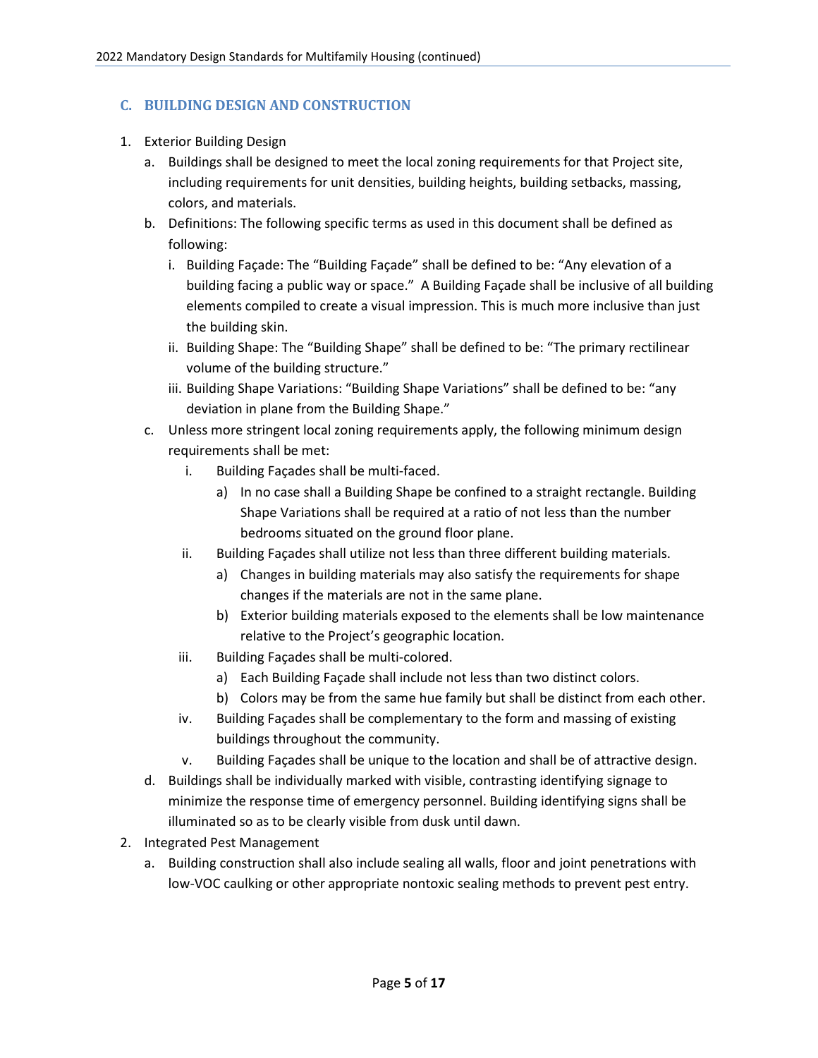## C. BUILDING DESIGN AND CONSTRUCTION

1. Exterior Building Design
   a. Buildings shall be designed to meet the local zoning requirements for that Project site, including requirements for unit densities, building heights, building setbacks, massing, colors, and materials.
   b. Definitions: The following specific terms as used in this document shall be defined as following:
      i. Building Façade: The "Building Façade" shall be defined to be: "Any elevation of a building facing a public way or space." A Building Façade shall be inclusive of all building elements compiled to create a visual impression. This is much more inclusive than just the building skin.
      ii. Building Shape: The "Building Shape" shall be defined to be: "The primary rectilinear volume of the building structure."
      iii. Building Shape Variations: "Building Shape Variations" shall be defined to be: "any deviation in plane from the Building Shape."
   c. Unless more stringent local zoning requirements apply, the following minimum design requirements shall be met:
      i. Building Façades shall be multi-faced.
         a) In no case shall a Building Shape be confined to a straight rectangle. Building Shape Variations shall be required at a ratio of not less than the number bedrooms situated on the ground floor plane.
      ii. Building Façades shall utilize not less than three different building materials.
         a) Changes in building materials may also satisfy the requirements for shape changes if the materials are not in the same plane.
         b) Exterior building materials exposed to the elements shall be low maintenance relative to the Project's geographic location.
      iii. Building Façades shall be multi-colored.
         a) Each Building Façade shall include not less than two distinct colors.
         b) Colors may be from the same hue family but shall be distinct from each other.
      iv. Building Façades shall be complementary to the form and massing of existing buildings throughout the community.
      v. Building Façades shall be unique to the location and shall be of attractive design.
   d. Buildings shall be individually marked with visible, contrasting identifying signage to minimize the response time of emergency personnel. Building identifying signs shall be illuminated so as to be clearly visible from dusk until dawn.
2. Integrated Pest Management
   a. Building construction shall also include sealing all walls, floor and joint penetrations with low-VOC caulking or other appropriate nontoxic sealing methods to prevent pest entry.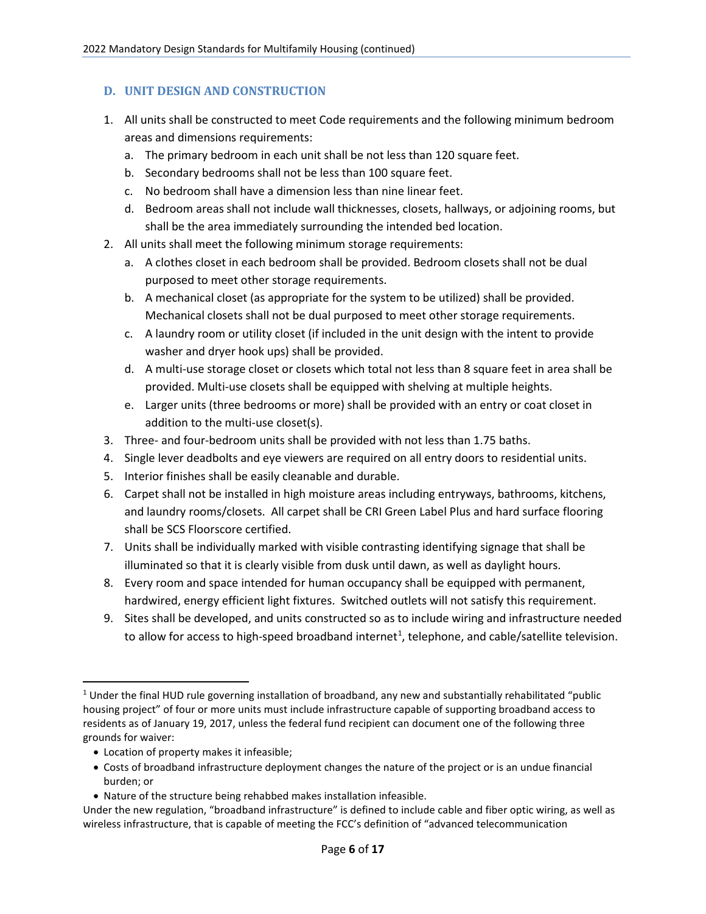## D. UNIT DESIGN AND CONSTRUCTION

1. All units shall be constructed to meet Code requirements and the following minimum bedroom areas and dimensions requirements:
   a. The primary bedroom in each unit shall be not less than 120 square feet.
   b. Secondary bedrooms shall not be less than 100 square feet.
   c. No bedroom shall have a dimension less than nine linear feet.
   d. Bedroom areas shall not include wall thicknesses, closets, hallways, or adjoining rooms, but shall be the area immediately surrounding the intended bed location.
2. All units shall meet the following minimum storage requirements:
   a. A clothes closet in each bedroom shall be provided. Bedroom closets shall not be dual purposed to meet other storage requirements.
   b. A mechanical closet (as appropriate for the system to be utilized) shall be provided. Mechanical closets shall not be dual purposed to meet other storage requirements.
   c. A laundry room or utility closet (if included in the unit design with the intent to provide washer and dryer hook ups) shall be provided.
   d. A multi-use storage closet or closets which total not less than 8 square feet in area shall be provided. Multi-use closets shall be equipped with shelving at multiple heights.
   e. Larger units (three bedrooms or more) shall be provided with an entry or coat closet in addition to the multi-use closet(s).
3. Three- and four-bedroom units shall be provided with not less than 1.75 baths.
4. Single lever deadbolts and eye viewers are required on all entry doors to residential units.
5. Interior finishes shall be easily cleanable and durable.
6. Carpet shall not be installed in high moisture areas including entryways, bathrooms, kitchens, and laundry rooms/closets. All carpet shall be CRI Green Label Plus and hard surface flooring shall be SCS Floorscore certified.
7. Units shall be individually marked with visible contrasting identifying signage that shall be illuminated so that it is clearly visible from dusk until dawn, as well as daylight hours.
8. Every room and space intended for human occupancy shall be equipped with permanent, hardwired, energy efficient light fixtures. Switched outlets will not satisfy this requirement.
9. Sites shall be developed, and units constructed so as to include wiring and infrastructure needed to allow for access to high-speed broadband internet[1], telephone, and cable/satellite television.

---

[1] Under the final HUD rule governing installation of broadband, any new and substantially rehabilitated "public housing project" of four or more units must include infrastructure capable of supporting broadband access to residents as of January 19, 2017, unless the federal fund recipient can document one of the following three grounds for waiver:

- Location of property makes it infeasible;
- Costs of broadband infrastructure deployment changes the nature of the project or is an undue financial burden; or
- Nature of the structure being rehabbed makes installation infeasible.

Under the new regulation, "broadband infrastructure" is defined to include cable and fiber optic wiring, as well as wireless infrastructure, that is capable of meeting the FCC's definition of "advanced telecommunication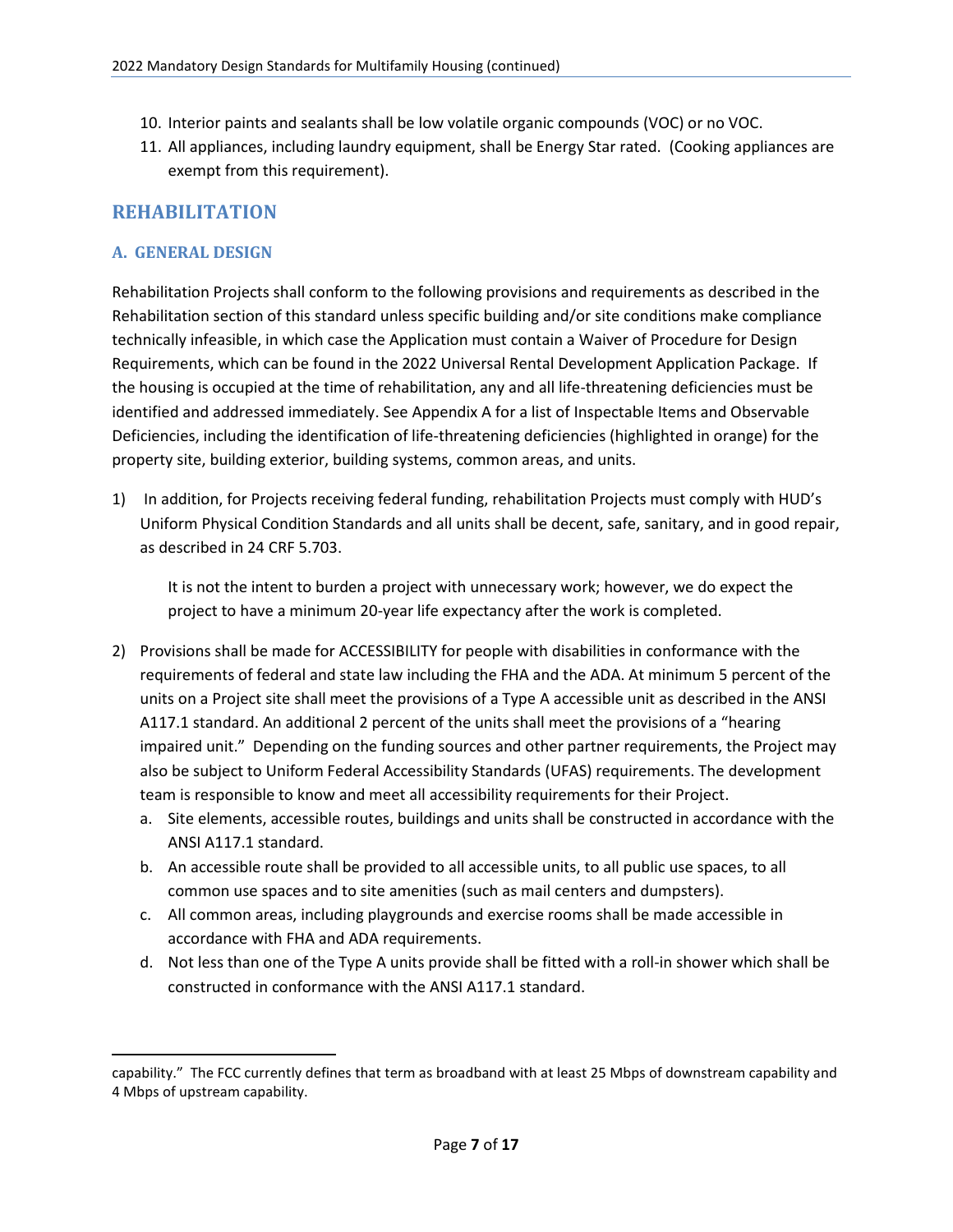10. Interior paints and sealants shall be low volatile organic compounds (VOC) or no VOC.
11. All appliances, including laundry equipment, shall be Energy Star rated. (Cooking appliances are exempt from this requirement).

## REHABILITATION

### A. GENERAL DESIGN

Rehabilitation Projects shall conform to the following provisions and requirements as described in the Rehabilitation section of this standard unless specific building and/or site conditions make compliance technically infeasible, in which case the Application must contain a Waiver of Procedure for Design Requirements, which can be found in the 2022 Universal Rental Development Application Package. If the housing is occupied at the time of rehabilitation, any and all life-threatening deficiencies must be identified and addressed immediately. See Appendix A for a list of Inspectable Items and Observable Deficiencies, including the identification of life-threatening deficiencies (highlighted in orange) for the property site, building exterior, building systems, common areas, and units.

1) In addition, for Projects receiving federal funding, rehabilitation Projects must comply with HUD's Uniform Physical Condition Standards and all units shall be decent, safe, sanitary, and in good repair, as described in 24 CRF 5.703.

   It is not the intent to burden a project with unnecessary work; however, we do expect the project to have a minimum 20-year life expectancy after the work is completed.

2) Provisions shall be made for ACCESSIBILITY for people with disabilities in conformance with the requirements of federal and state law including the FHA and the ADA. At minimum 5 percent of the units on a Project site shall meet the provisions of a Type A accessible unit as described in the ANSI A117.1 standard. An additional 2 percent of the units shall meet the provisions of a "hearing impaired unit." Depending on the funding sources and other partner requirements, the Project may also be subject to Uniform Federal Accessibility Standards (UFAS) requirements. The development team is responsible to know and meet all accessibility requirements for their Project.
   a. Site elements, accessible routes, buildings and units shall be constructed in accordance with the ANSI A117.1 standard.
   b. An accessible route shall be provided to all accessible units, to all public use spaces, to all common use spaces and to site amenities (such as mail centers and dumpsters).
   c. All common areas, including playgrounds and exercise rooms shall be made accessible in accordance with FHA and ADA requirements.
   d. Not less than one of the Type A units provide shall be fitted with a roll-in shower which shall be constructed in conformance with the ANSI A117.1 standard.

---

capability." The FCC currently defines that term as broadband with at least 25 Mbps of downstream capability and 4 Mbps of upstream capability.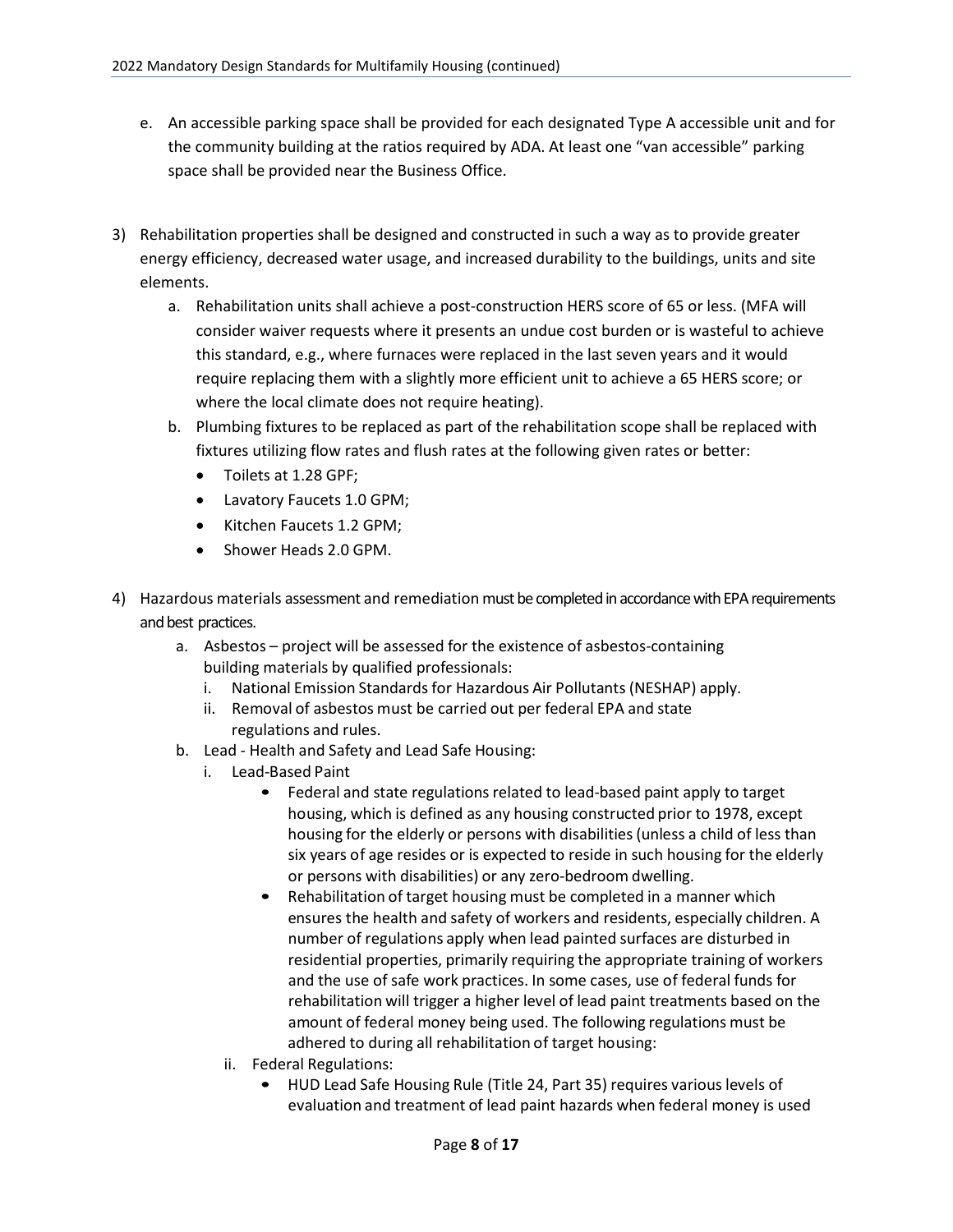e. An accessible parking space shall be provided for each designated Type A accessible unit and for the community building at the ratios required by ADA. At least one "van accessible" parking space shall be provided near the Business Office.

3) Rehabilitation properties shall be designed and constructed in such a way as to provide greater energy efficiency, decreased water usage, and increased durability to the buildings, units and site elements.
   a. Rehabilitation units shall achieve a post-construction HERS score of 65 or less. (MFA will consider waiver requests where it presents an undue cost burden or is wasteful to achieve this standard, e.g., where furnaces were replaced in the last seven years and it would require replacing them with a slightly more efficient unit to achieve a 65 HERS score; or where the local climate does not require heating).
   b. Plumbing fixtures to be replaced as part of the rehabilitation scope shall be replaced with fixtures utilizing flow rates and flush rates at the following given rates or better:
      - Toilets at 1.28 GPF;
      - Lavatory Faucets 1.0 GPM;
      - Kitchen Faucets 1.2 GPM;
      - Shower Heads 2.0 GPM.

4) Hazardous materials assessment and remediation must be completed in accordance with EPA requirements and best practices.
   a. Asbestos – project will be assessed for the existence of asbestos-containing building materials by qualified professionals:
      i. National Emission Standards for Hazardous Air Pollutants (NESHAP) apply.
      ii. Removal of asbestos must be carried out per federal EPA and state regulations and rules.
   b. Lead - Health and Safety and Lead Safe Housing:
      i. Lead-Based Paint
         - Federal and state regulations related to lead-based paint apply to target housing, which is defined as any housing constructed prior to 1978, except housing for the elderly or persons with disabilities (unless a child of less than six years of age resides or is expected to reside in such housing for the elderly or persons with disabilities) or any zero-bedroom dwelling.
         - Rehabilitation of target housing must be completed in a manner which ensures the health and safety of workers and residents, especially children. A number of regulations apply when lead painted surfaces are disturbed in residential properties, primarily requiring the appropriate training of workers and the use of safe work practices. In some cases, use of federal funds for rehabilitation will trigger a higher level of lead paint treatments based on the amount of federal money being used. The following regulations must be adhered to during all rehabilitation of target housing:
      ii. Federal Regulations:
         - HUD Lead Safe Housing Rule (Title 24, Part 35) requires various levels of evaluation and treatment of lead paint hazards when federal money is used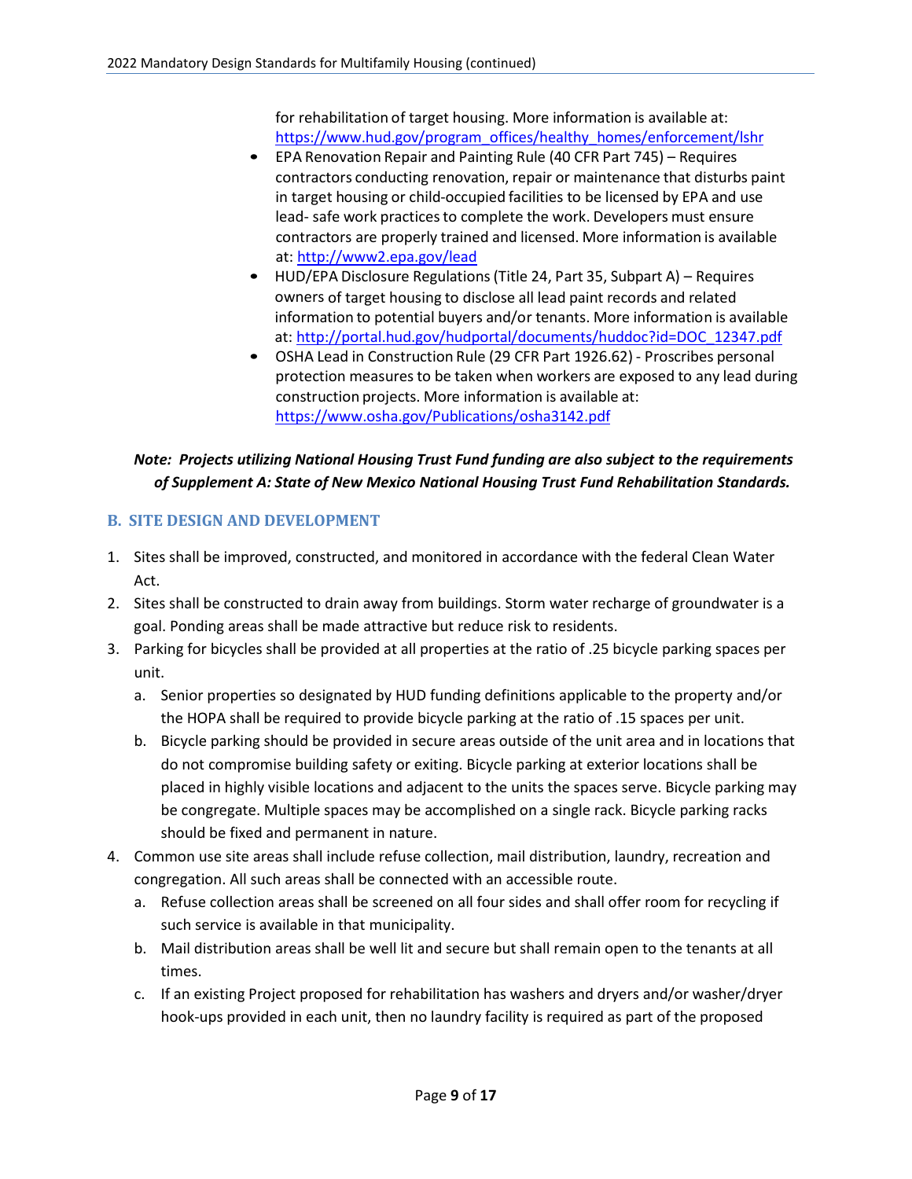for rehabilitation of target housing. More information is available at: https://www.hud.gov/program_offices/healthy_homes/enforcement/lshr

- EPA Renovation Repair and Painting Rule (40 CFR Part 745) – Requires contractors conducting renovation, repair or maintenance that disturbs paint in target housing or child-occupied facilities to be licensed by EPA and use lead- safe work practices to complete the work. Developers must ensure contractors are properly trained and licensed. More information is available at: http://www2.epa.gov/lead
- HUD/EPA Disclosure Regulations (Title 24, Part 35, Subpart A) – Requires owners of target housing to disclose all lead paint records and related information to potential buyers and/or tenants. More information is available at: http://portal.hud.gov/hudportal/documents/huddoc?id=DOC_12347.pdf
- OSHA Lead in Construction Rule (29 CFR Part 1926.62) - Proscribes personal protection measures to be taken when workers are exposed to any lead during construction projects. More information is available at: https://www.osha.gov/Publications/osha3142.pdf

***Note: Projects utilizing National Housing Trust Fund funding are also subject to the requirements of Supplement A: State of New Mexico National Housing Trust Fund Rehabilitation Standards.***

## B. SITE DESIGN AND DEVELOPMENT

1. Sites shall be improved, constructed, and monitored in accordance with the federal Clean Water Act.
2. Sites shall be constructed to drain away from buildings. Storm water recharge of groundwater is a goal. Ponding areas shall be made attractive but reduce risk to residents.
3. Parking for bicycles shall be provided at all properties at the ratio of .25 bicycle parking spaces per unit.
   a. Senior properties so designated by HUD funding definitions applicable to the property and/or the HOPA shall be required to provide bicycle parking at the ratio of .15 spaces per unit.
   b. Bicycle parking should be provided in secure areas outside of the unit area and in locations that do not compromise building safety or exiting. Bicycle parking at exterior locations shall be placed in highly visible locations and adjacent to the units the spaces serve. Bicycle parking may be congregate. Multiple spaces may be accomplished on a single rack. Bicycle parking racks should be fixed and permanent in nature.
4. Common use site areas shall include refuse collection, mail distribution, laundry, recreation and congregation. All such areas shall be connected with an accessible route.
   a. Refuse collection areas shall be screened on all four sides and shall offer room for recycling if such service is available in that municipality.
   b. Mail distribution areas shall be well lit and secure but shall remain open to the tenants at all times.
   c. If an existing Project proposed for rehabilitation has washers and dryers and/or washer/dryer hook-ups provided in each unit, then no laundry facility is required as part of the proposed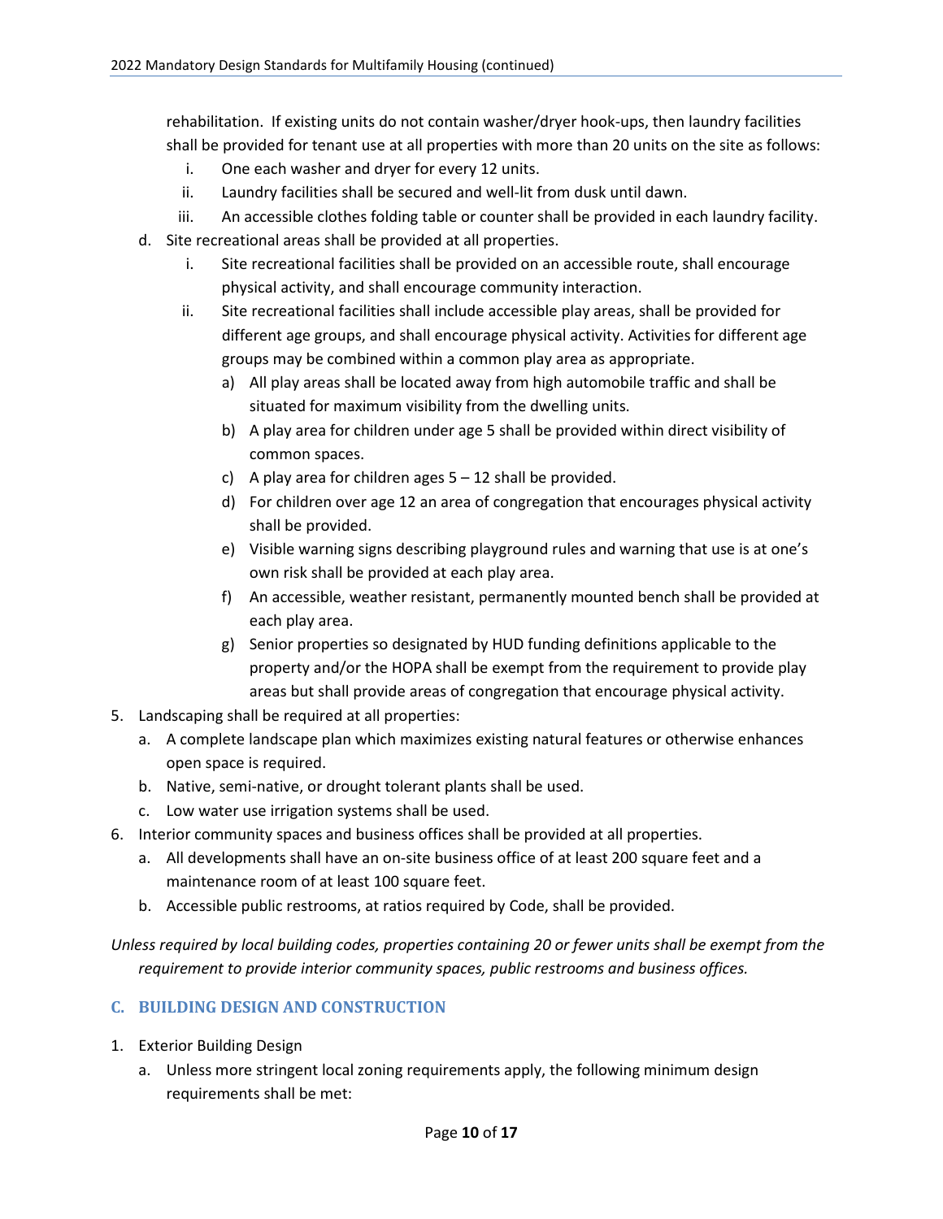rehabilitation. If existing units do not contain washer/dryer hook-ups, then laundry facilities shall be provided for tenant use at all properties with more than 20 units on the site as follows:

   i. One each washer and dryer for every 12 units.
   ii. Laundry facilities shall be secured and well-lit from dusk until dawn.
   iii. An accessible clothes folding table or counter shall be provided in each laundry facility.

d. Site recreational areas shall be provided at all properties.
   i. Site recreational facilities shall be provided on an accessible route, shall encourage physical activity, and shall encourage community interaction.
   ii. Site recreational facilities shall include accessible play areas, shall be provided for different age groups, and shall encourage physical activity. Activities for different age groups may be combined within a common play area as appropriate.
      a) All play areas shall be located away from high automobile traffic and shall be situated for maximum visibility from the dwelling units.
      b) A play area for children under age 5 shall be provided within direct visibility of common spaces.
      c) A play area for children ages 5 – 12 shall be provided.
      d) For children over age 12 an area of congregation that encourages physical activity shall be provided.
      e) Visible warning signs describing playground rules and warning that use is at one's own risk shall be provided at each play area.
      f) An accessible, weather resistant, permanently mounted bench shall be provided at each play area.
      g) Senior properties so designated by HUD funding definitions applicable to the property and/or the HOPA shall be exempt from the requirement to provide play areas but shall provide areas of congregation that encourage physical activity.

5. Landscaping shall be required at all properties:
   a. A complete landscape plan which maximizes existing natural features or otherwise enhances open space is required.
   b. Native, semi-native, or drought tolerant plants shall be used.
   c. Low water use irrigation systems shall be used.
6. Interior community spaces and business offices shall be provided at all properties.
   a. All developments shall have an on-site business office of at least 200 square feet and a maintenance room of at least 100 square feet.
   b. Accessible public restrooms, at ratios required by Code, shall be provided.

*Unless required by local building codes, properties containing 20 or fewer units shall be exempt from the requirement to provide interior community spaces, public restrooms and business offices.*

## C. BUILDING DESIGN AND CONSTRUCTION

1. Exterior Building Design
   a. Unless more stringent local zoning requirements apply, the following minimum design requirements shall be met: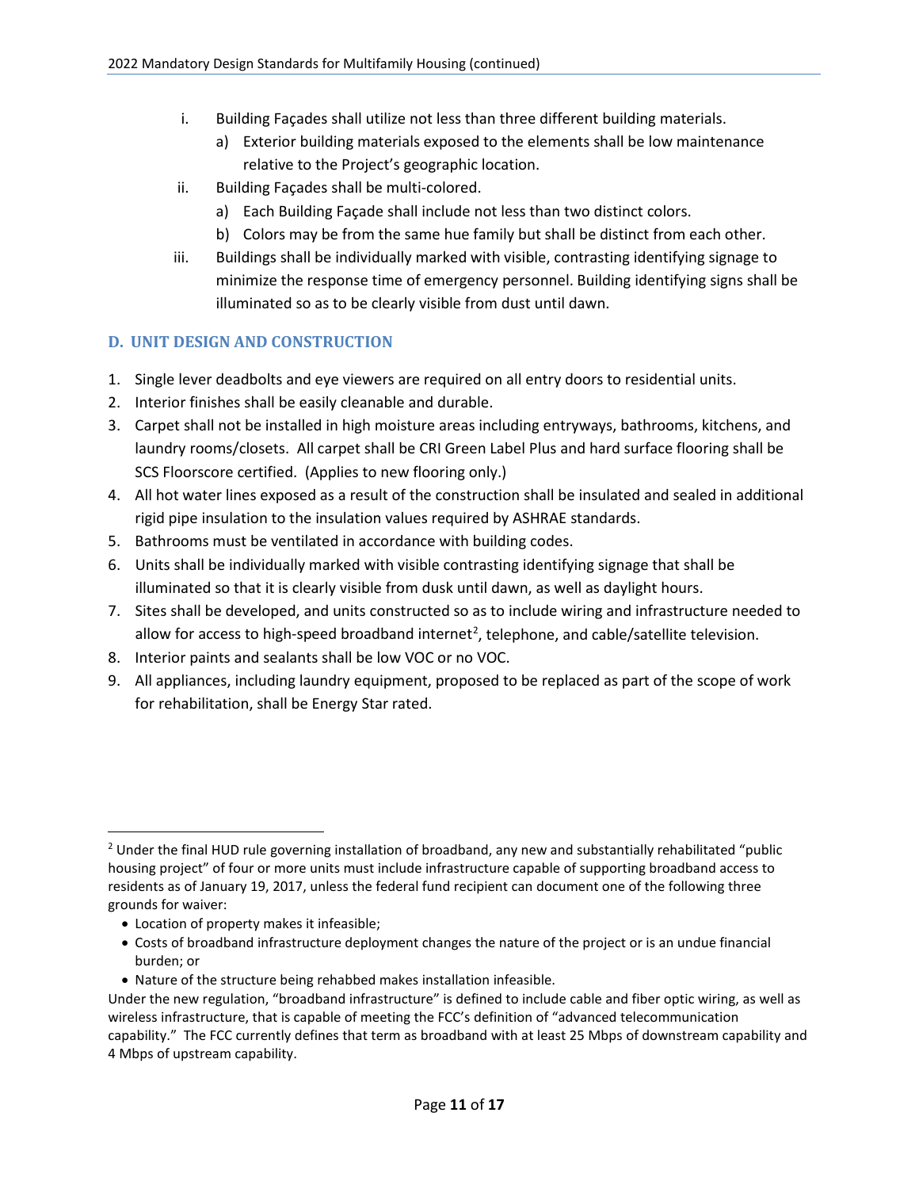i. Building Façades shall utilize not less than three different building materials.
   a) Exterior building materials exposed to the elements shall be low maintenance relative to the Project's geographic location.

ii. Building Façades shall be multi-colored.
   a) Each Building Façade shall include not less than two distinct colors.
   b) Colors may be from the same hue family but shall be distinct from each other.

iii. Buildings shall be individually marked with visible, contrasting identifying signage to minimize the response time of emergency personnel. Building identifying signs shall be illuminated so as to be clearly visible from dust until dawn.

## D. UNIT DESIGN AND CONSTRUCTION

1. Single lever deadbolts and eye viewers are required on all entry doors to residential units.
2. Interior finishes shall be easily cleanable and durable.
3. Carpet shall not be installed in high moisture areas including entryways, bathrooms, kitchens, and laundry rooms/closets. All carpet shall be CRI Green Label Plus and hard surface flooring shall be SCS Floorscore certified. (Applies to new flooring only.)
4. All hot water lines exposed as a result of the construction shall be insulated and sealed in additional rigid pipe insulation to the insulation values required by ASHRAE standards.
5. Bathrooms must be ventilated in accordance with building codes.
6. Units shall be individually marked with visible contrasting identifying signage that shall be illuminated so that it is clearly visible from dusk until dawn, as well as daylight hours.
7. Sites shall be developed, and units constructed so as to include wiring and infrastructure needed to allow for access to high-speed broadband internet[2], telephone, and cable/satellite television.
8. Interior paints and sealants shall be low VOC or no VOC.
9. All appliances, including laundry equipment, proposed to be replaced as part of the scope of work for rehabilitation, shall be Energy Star rated.

---

[2] Under the final HUD rule governing installation of broadband, any new and substantially rehabilitated "public housing project" of four or more units must include infrastructure capable of supporting broadband access to residents as of January 19, 2017, unless the federal fund recipient can document one of the following three grounds for waiver:

- Location of property makes it infeasible;
- Costs of broadband infrastructure deployment changes the nature of the project or is an undue financial burden; or
- Nature of the structure being rehabbed makes installation infeasible.

Under the new regulation, "broadband infrastructure" is defined to include cable and fiber optic wiring, as well as wireless infrastructure, that is capable of meeting the FCC's definition of "advanced telecommunication capability." The FCC currently defines that term as broadband with at least 25 Mbps of downstream capability and 4 Mbps of upstream capability.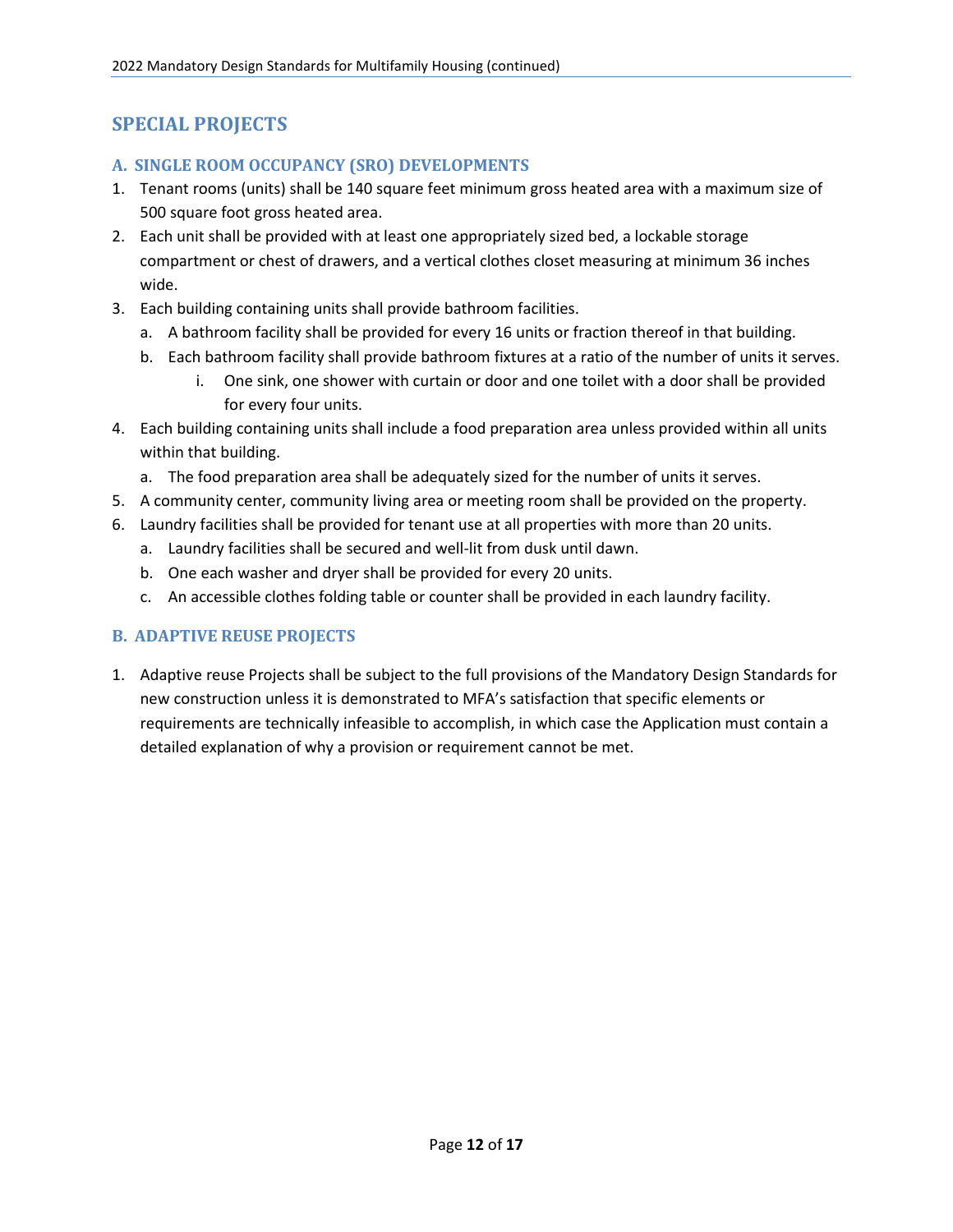## SPECIAL PROJECTS

### A. SINGLE ROOM OCCUPANCY (SRO) DEVELOPMENTS

1. Tenant rooms (units) shall be 140 square feet minimum gross heated area with a maximum size of 500 square foot gross heated area.
2. Each unit shall be provided with at least one appropriately sized bed, a lockable storage compartment or chest of drawers, and a vertical clothes closet measuring at minimum 36 inches wide.
3. Each building containing units shall provide bathroom facilities.
   a. A bathroom facility shall be provided for every 16 units or fraction thereof in that building.
   b. Each bathroom facility shall provide bathroom fixtures at a ratio of the number of units it serves.
      i. One sink, one shower with curtain or door and one toilet with a door shall be provided for every four units.
4. Each building containing units shall include a food preparation area unless provided within all units within that building.
   a. The food preparation area shall be adequately sized for the number of units it serves.
5. A community center, community living area or meeting room shall be provided on the property.
6. Laundry facilities shall be provided for tenant use at all properties with more than 20 units.
   a. Laundry facilities shall be secured and well-lit from dusk until dawn.
   b. One each washer and dryer shall be provided for every 20 units.
   c. An accessible clothes folding table or counter shall be provided in each laundry facility.

### B. ADAPTIVE REUSE PROJECTS

1. Adaptive reuse Projects shall be subject to the full provisions of the Mandatory Design Standards for new construction unless it is demonstrated to MFA's satisfaction that specific elements or requirements are technically infeasible to accomplish, in which case the Application must contain a detailed explanation of why a provision or requirement cannot be met.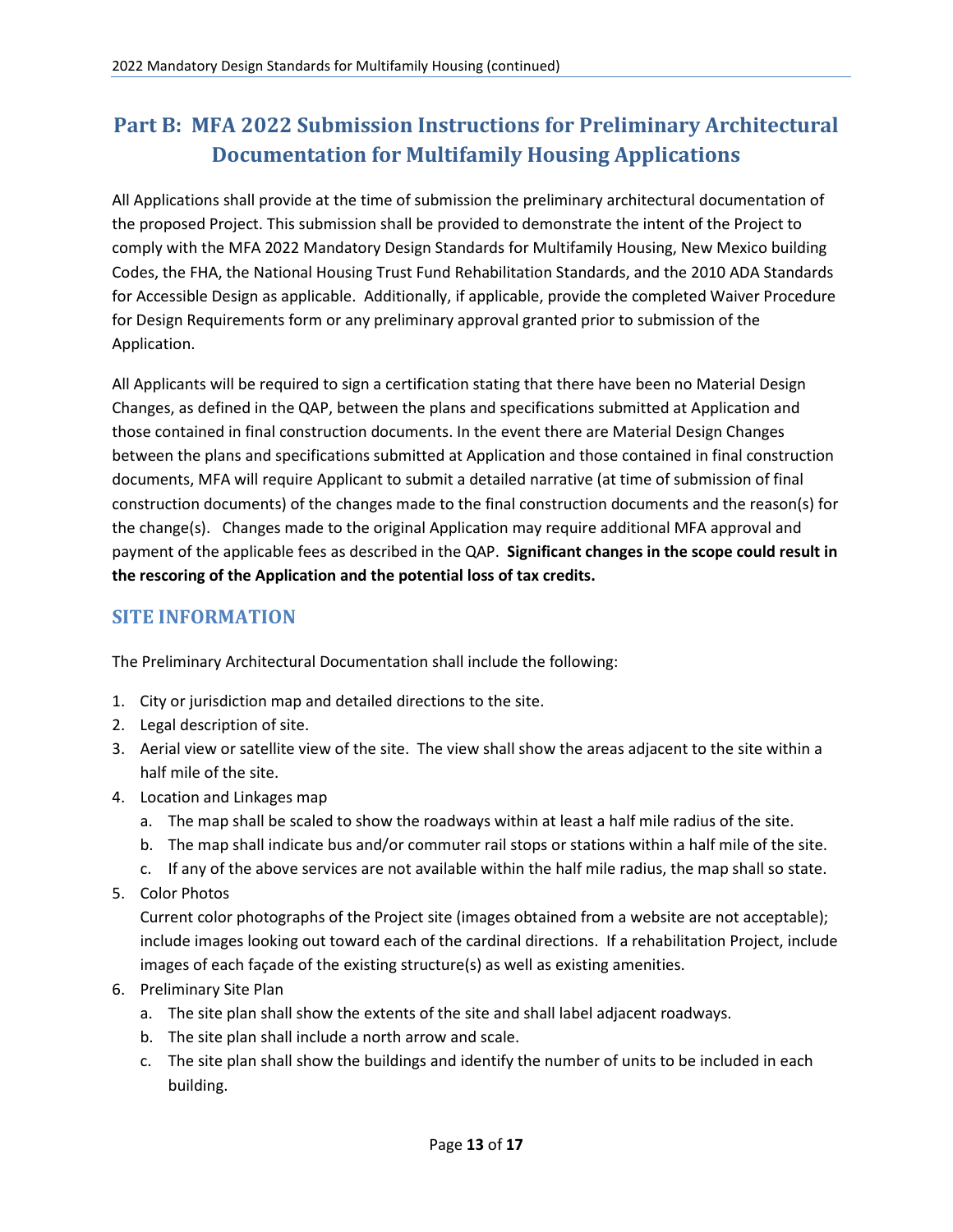# Part B: MFA 2022 Submission Instructions for Preliminary Architectural Documentation for Multifamily Housing Applications

All Applications shall provide at the time of submission the preliminary architectural documentation of the proposed Project. This submission shall be provided to demonstrate the intent of the Project to comply with the MFA 2022 Mandatory Design Standards for Multifamily Housing, New Mexico building Codes, the FHA, the National Housing Trust Fund Rehabilitation Standards, and the 2010 ADA Standards for Accessible Design as applicable. Additionally, if applicable, provide the completed Waiver Procedure for Design Requirements form or any preliminary approval granted prior to submission of the Application.

All Applicants will be required to sign a certification stating that there have been no Material Design Changes, as defined in the QAP, between the plans and specifications submitted at Application and those contained in final construction documents. In the event there are Material Design Changes between the plans and specifications submitted at Application and those contained in final construction documents, MFA will require Applicant to submit a detailed narrative (at time of submission of final construction documents) of the changes made to the final construction documents and the reason(s) for the change(s). Changes made to the original Application may require additional MFA approval and payment of the applicable fees as described in the QAP. **Significant changes in the scope could result in the rescoring of the Application and the potential loss of tax credits.**

## SITE INFORMATION

The Preliminary Architectural Documentation shall include the following:

1. City or jurisdiction map and detailed directions to the site.
2. Legal description of site.
3. Aerial view or satellite view of the site. The view shall show the areas adjacent to the site within a half mile of the site.
4. Location and Linkages map
   a. The map shall be scaled to show the roadways within at least a half mile radius of the site.
   b. The map shall indicate bus and/or commuter rail stops or stations within a half mile of the site.
   c. If any of the above services are not available within the half mile radius, the map shall so state.
5. Color Photos
   Current color photographs of the Project site (images obtained from a website are not acceptable); include images looking out toward each of the cardinal directions. If a rehabilitation Project, include images of each façade of the existing structure(s) as well as existing amenities.
6. Preliminary Site Plan
   a. The site plan shall show the extents of the site and shall label adjacent roadways.
   b. The site plan shall include a north arrow and scale.
   c. The site plan shall show the buildings and identify the number of units to be included in each building.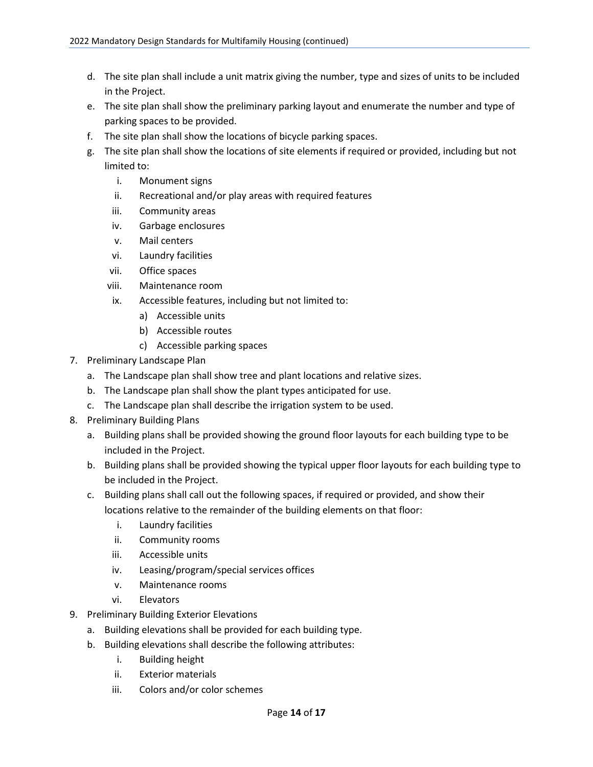d. The site plan shall include a unit matrix giving the number, type and sizes of units to be included in the Project.
e. The site plan shall show the preliminary parking layout and enumerate the number and type of parking spaces to be provided.
f. The site plan shall show the locations of bicycle parking spaces.
g. The site plan shall show the locations of site elements if required or provided, including but not limited to:
   i. Monument signs
   ii. Recreational and/or play areas with required features
   iii. Community areas
   iv. Garbage enclosures
   v. Mail centers
   vi. Laundry facilities
   vii. Office spaces
   viii. Maintenance room
   ix. Accessible features, including but not limited to:
      a) Accessible units
      b) Accessible routes
      c) Accessible parking spaces

7. Preliminary Landscape Plan
   a. The Landscape plan shall show tree and plant locations and relative sizes.
   b. The Landscape plan shall show the plant types anticipated for use.
   c. The Landscape plan shall describe the irrigation system to be used.
8. Preliminary Building Plans
   a. Building plans shall be provided showing the ground floor layouts for each building type to be included in the Project.
   b. Building plans shall be provided showing the typical upper floor layouts for each building type to be included in the Project.
   c. Building plans shall call out the following spaces, if required or provided, and show their locations relative to the remainder of the building elements on that floor:
      i. Laundry facilities
      ii. Community rooms
      iii. Accessible units
      iv. Leasing/program/special services offices
      v. Maintenance rooms
      vi. Elevators
9. Preliminary Building Exterior Elevations
   a. Building elevations shall be provided for each building type.
   b. Building elevations shall describe the following attributes:
      i. Building height
      ii. Exterior materials
      iii. Colors and/or color schemes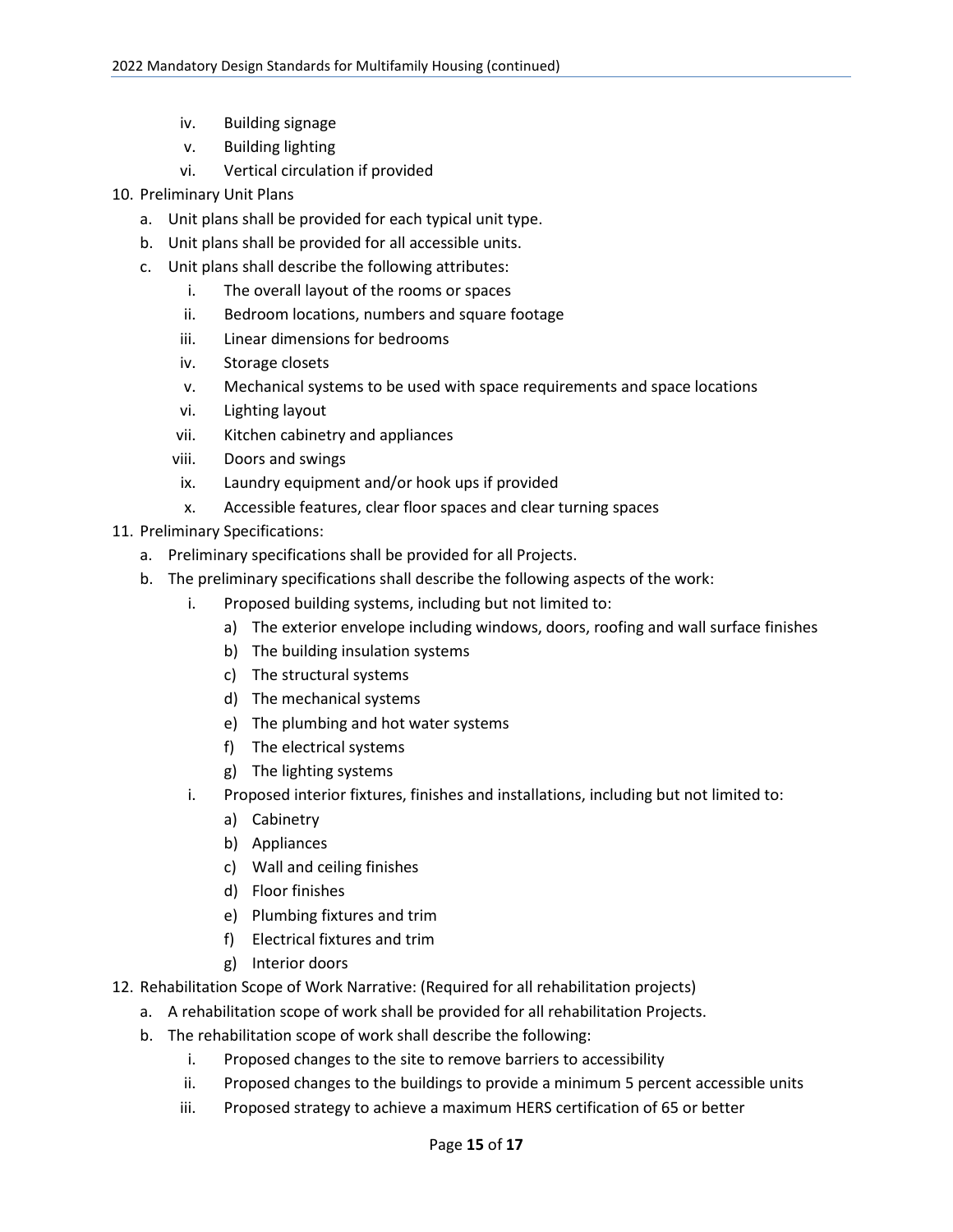- iv. Building signage
   - v. Building lighting
   - vi. Vertical circulation if provided

10. Preliminary Unit Plans
    - a. Unit plans shall be provided for each typical unit type.
    - b. Unit plans shall be provided for all accessible units.
    - c. Unit plans shall describe the following attributes:
      - i. The overall layout of the rooms or spaces
      - ii. Bedroom locations, numbers and square footage
      - iii. Linear dimensions for bedrooms
      - iv. Storage closets
      - v. Mechanical systems to be used with space requirements and space locations
      - vi. Lighting layout
      - vii. Kitchen cabinetry and appliances
      - viii. Doors and swings
      - ix. Laundry equipment and/or hook ups if provided
      - x. Accessible features, clear floor spaces and clear turning spaces

11. Preliminary Specifications:
    - a. Preliminary specifications shall be provided for all Projects.
    - b. The preliminary specifications shall describe the following aspects of the work:
      - i. Proposed building systems, including but not limited to:
        - a) The exterior envelope including windows, doors, roofing and wall surface finishes
        - b) The building insulation systems
        - c) The structural systems
        - d) The mechanical systems
        - e) The plumbing and hot water systems
        - f) The electrical systems
        - g) The lighting systems
      - i. Proposed interior fixtures, finishes and installations, including but not limited to:
        - a) Cabinetry
        - b) Appliances
        - c) Wall and ceiling finishes
        - d) Floor finishes
        - e) Plumbing fixtures and trim
        - f) Electrical fixtures and trim
        - g) Interior doors

12. Rehabilitation Scope of Work Narrative: (Required for all rehabilitation projects)
    - a. A rehabilitation scope of work shall be provided for all rehabilitation Projects.
    - b. The rehabilitation scope of work shall describe the following:
      - i. Proposed changes to the site to remove barriers to accessibility
      - ii. Proposed changes to the buildings to provide a minimum 5 percent accessible units
      - iii. Proposed strategy to achieve a maximum HERS certification of 65 or better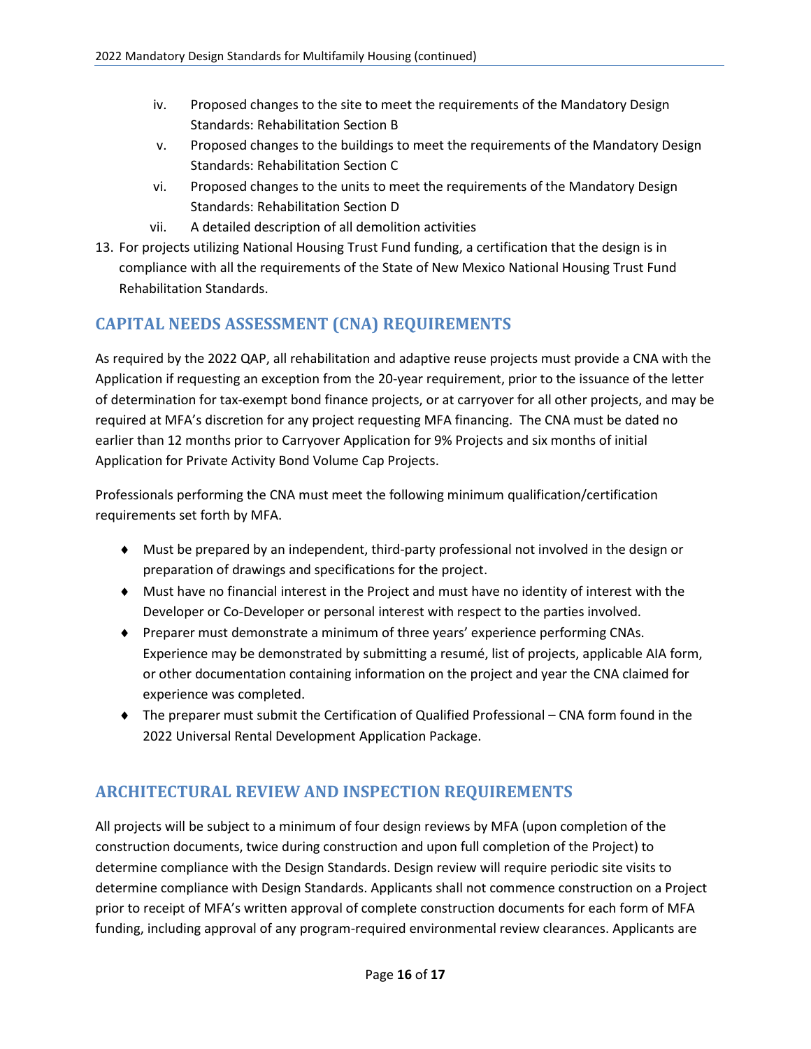iv. Proposed changes to the site to meet the requirements of the Mandatory Design Standards: Rehabilitation Section B
v. Proposed changes to the buildings to meet the requirements of the Mandatory Design Standards: Rehabilitation Section C
vi. Proposed changes to the units to meet the requirements of the Mandatory Design Standards: Rehabilitation Section D
vii. A detailed description of all demolition activities

13. For projects utilizing National Housing Trust Fund funding, a certification that the design is in compliance with all the requirements of the State of New Mexico National Housing Trust Fund Rehabilitation Standards.

## CAPITAL NEEDS ASSESSMENT (CNA) REQUIREMENTS

As required by the 2022 QAP, all rehabilitation and adaptive reuse projects must provide a CNA with the Application if requesting an exception from the 20-year requirement, prior to the issuance of the letter of determination for tax-exempt bond finance projects, or at carryover for all other projects, and may be required at MFA's discretion for any project requesting MFA financing. The CNA must be dated no earlier than 12 months prior to Carryover Application for 9% Projects and six months of initial Application for Private Activity Bond Volume Cap Projects.

Professionals performing the CNA must meet the following minimum qualification/certification requirements set forth by MFA.

- Must be prepared by an independent, third-party professional not involved in the design or preparation of drawings and specifications for the project.
- Must have no financial interest in the Project and must have no identity of interest with the Developer or Co-Developer or personal interest with respect to the parties involved.
- Preparer must demonstrate a minimum of three years' experience performing CNAs. Experience may be demonstrated by submitting a resumé, list of projects, applicable AIA form, or other documentation containing information on the project and year the CNA claimed for experience was completed.
- The preparer must submit the Certification of Qualified Professional – CNA form found in the 2022 Universal Rental Development Application Package.

## ARCHITECTURAL REVIEW AND INSPECTION REQUIREMENTS

All projects will be subject to a minimum of four design reviews by MFA (upon completion of the construction documents, twice during construction and upon full completion of the Project) to determine compliance with the Design Standards. Design review will require periodic site visits to determine compliance with Design Standards. Applicants shall not commence construction on a Project prior to receipt of MFA's written approval of complete construction documents for each form of MFA funding, including approval of any program-required environmental review clearances. Applicants are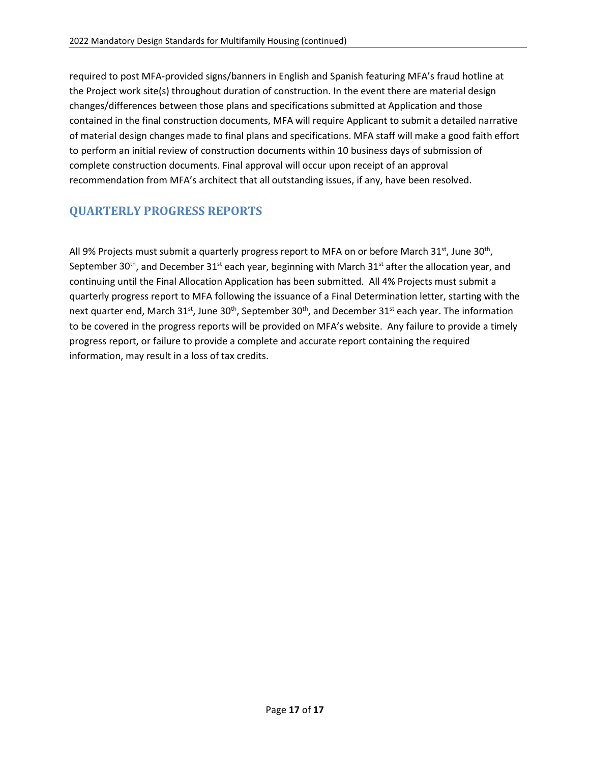required to post MFA-provided signs/banners in English and Spanish featuring MFA's fraud hotline at the Project work site(s) throughout duration of construction. In the event there are material design changes/differences between those plans and specifications submitted at Application and those contained in the final construction documents, MFA will require Applicant to submit a detailed narrative of material design changes made to final plans and specifications. MFA staff will make a good faith effort to perform an initial review of construction documents within 10 business days of submission of complete construction documents. Final approval will occur upon receipt of an approval recommendation from MFA's architect that all outstanding issues, if any, have been resolved.

## QUARTERLY PROGRESS REPORTS

All 9% Projects must submit a quarterly progress report to MFA on or before March 31st, June 30th, September 30th, and December 31st each year, beginning with March 31st after the allocation year, and continuing until the Final Allocation Application has been submitted. All 4% Projects must submit a quarterly progress report to MFA following the issuance of a Final Determination letter, starting with the next quarter end, March 31st, June 30th, September 30th, and December 31st each year. The information to be covered in the progress reports will be provided on MFA's website. Any failure to provide a timely progress report, or failure to provide a complete and accurate report containing the required information, may result in a loss of tax credits.